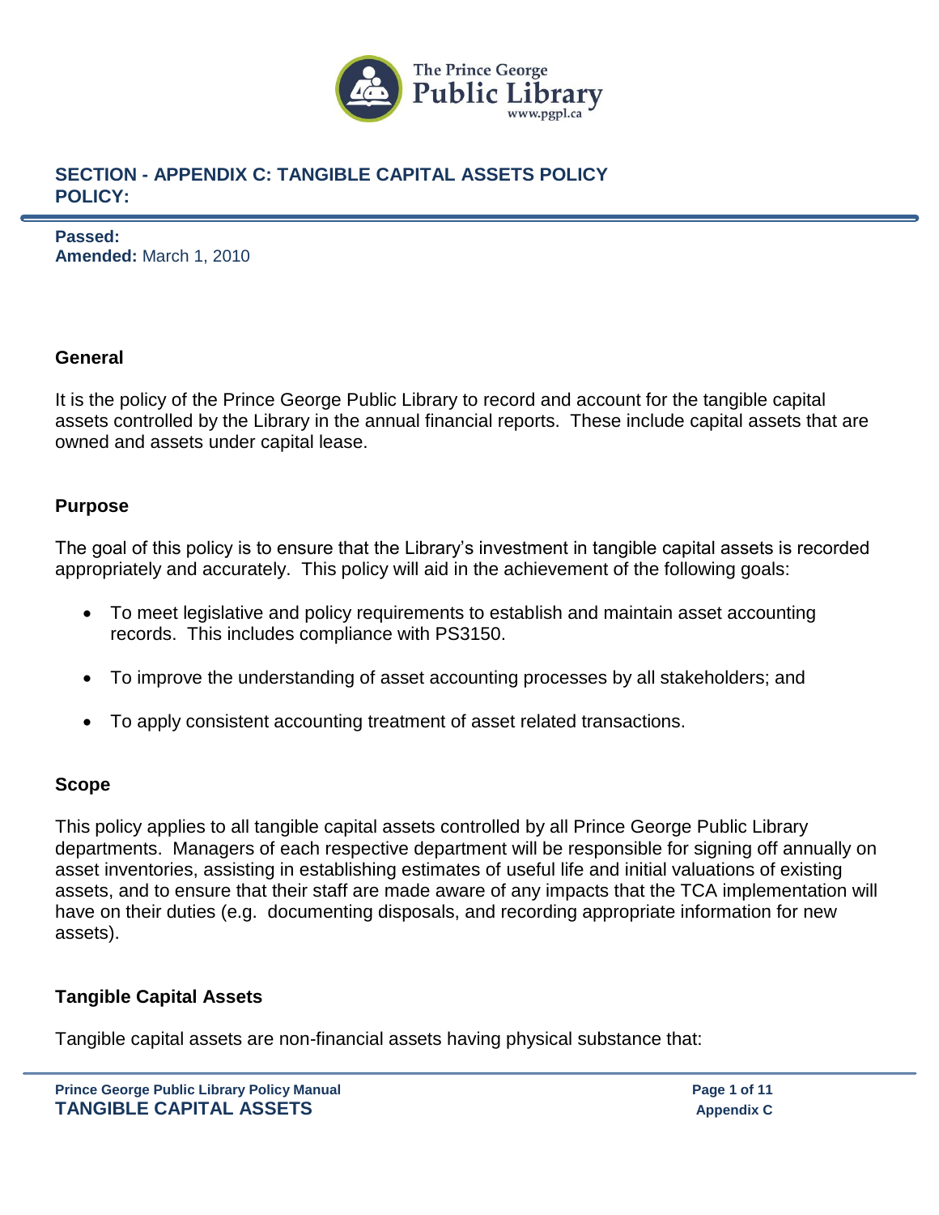## SECTION - APPENDIX C: TANGIBLE CAPITAL ASSETS POLICY
## POLICY:

**Passed:**
**Amended:** March 1, 2010

### General

It is the policy of the Prince George Public Library to record and account for the tangible capital assets controlled by the Library in the annual financial reports. These include capital assets that are owned and assets under capital lease.

### Purpose

The goal of this policy is to ensure that the Library's investment in tangible capital assets is recorded appropriately and accurately. This policy will aid in the achievement of the following goals:

- To meet legislative and policy requirements to establish and maintain asset accounting records. This includes compliance with PS3150.
- To improve the understanding of asset accounting processes by all stakeholders; and
- To apply consistent accounting treatment of asset related transactions.

### Scope

This policy applies to all tangible capital assets controlled by all Prince George Public Library departments. Managers of each respective department will be responsible for signing off annually on asset inventories, assisting in establishing estimates of useful life and initial valuations of existing assets, and to ensure that their staff are made aware of any impacts that the TCA implementation will have on their duties (e.g. documenting disposals, and recording appropriate information for new assets).

### Tangible Capital Assets

Tangible capital assets are non-financial assets having physical substance that: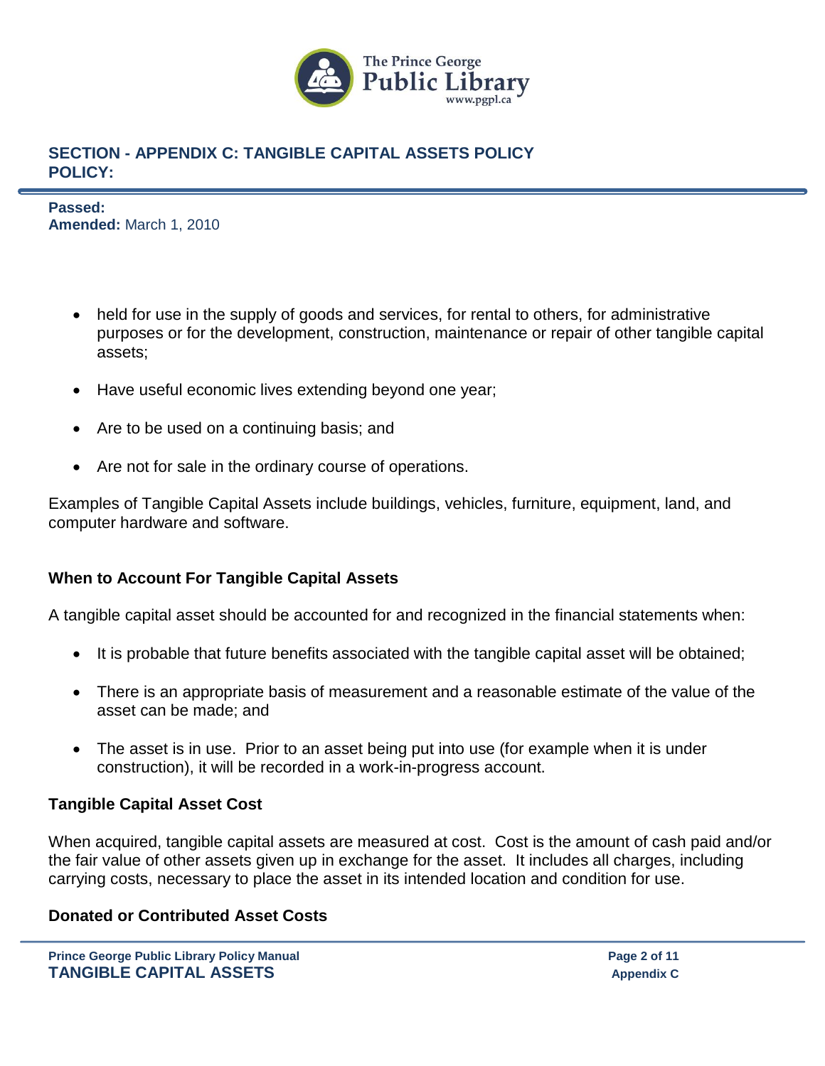- held for use in the supply of goods and services, for rental to others, for administrative purposes or for the development, construction, maintenance or repair of other tangible capital assets;
- Have useful economic lives extending beyond one year;
- Are to be used on a continuing basis; and
- Are not for sale in the ordinary course of operations.

Examples of Tangible Capital Assets include buildings, vehicles, furniture, equipment, land, and computer hardware and software.

### When to Account For Tangible Capital Assets

A tangible capital asset should be accounted for and recognized in the financial statements when:

- It is probable that future benefits associated with the tangible capital asset will be obtained;
- There is an appropriate basis of measurement and a reasonable estimate of the value of the asset can be made; and
- The asset is in use. Prior to an asset being put into use (for example when it is under construction), it will be recorded in a work-in-progress account.

### Tangible Capital Asset Cost

When acquired, tangible capital assets are measured at cost. Cost is the amount of cash paid and/or the fair value of other assets given up in exchange for the asset. It includes all charges, including carrying costs, necessary to place the asset in its intended location and condition for use.

### Donated or Contributed Asset Costs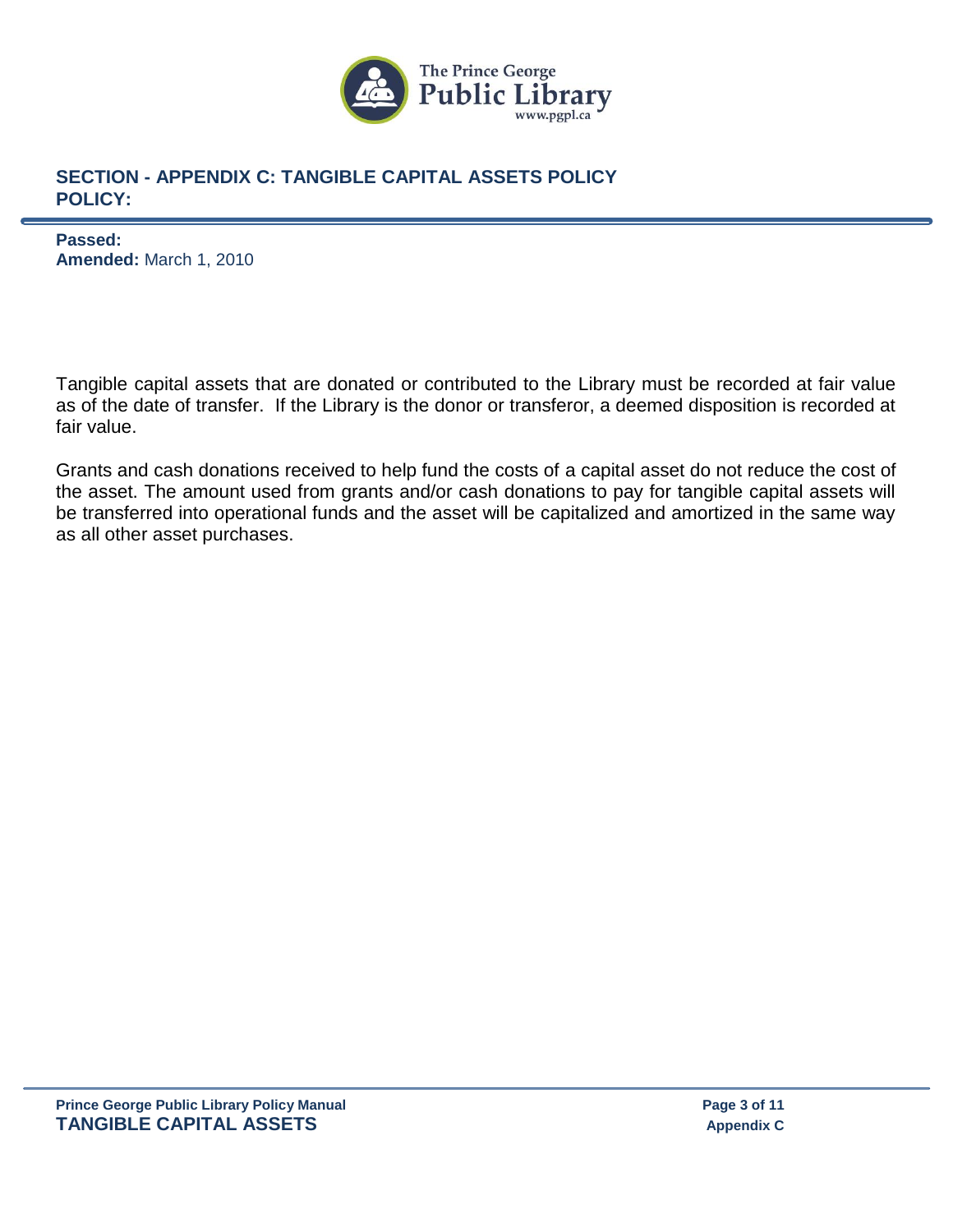## SECTION - APPENDIX C: TANGIBLE CAPITAL ASSETS POLICY
## POLICY:

**Passed:**
**Amended:** March 1, 2010

Tangible capital assets that are donated or contributed to the Library must be recorded at fair value as of the date of transfer. If the Library is the donor or transferor, a deemed disposition is recorded at fair value.

Grants and cash donations received to help fund the costs of a capital asset do not reduce the cost of the asset. The amount used from grants and/or cash donations to pay for tangible capital assets will be transferred into operational funds and the asset will be capitalized and amortized in the same way as all other asset purchases.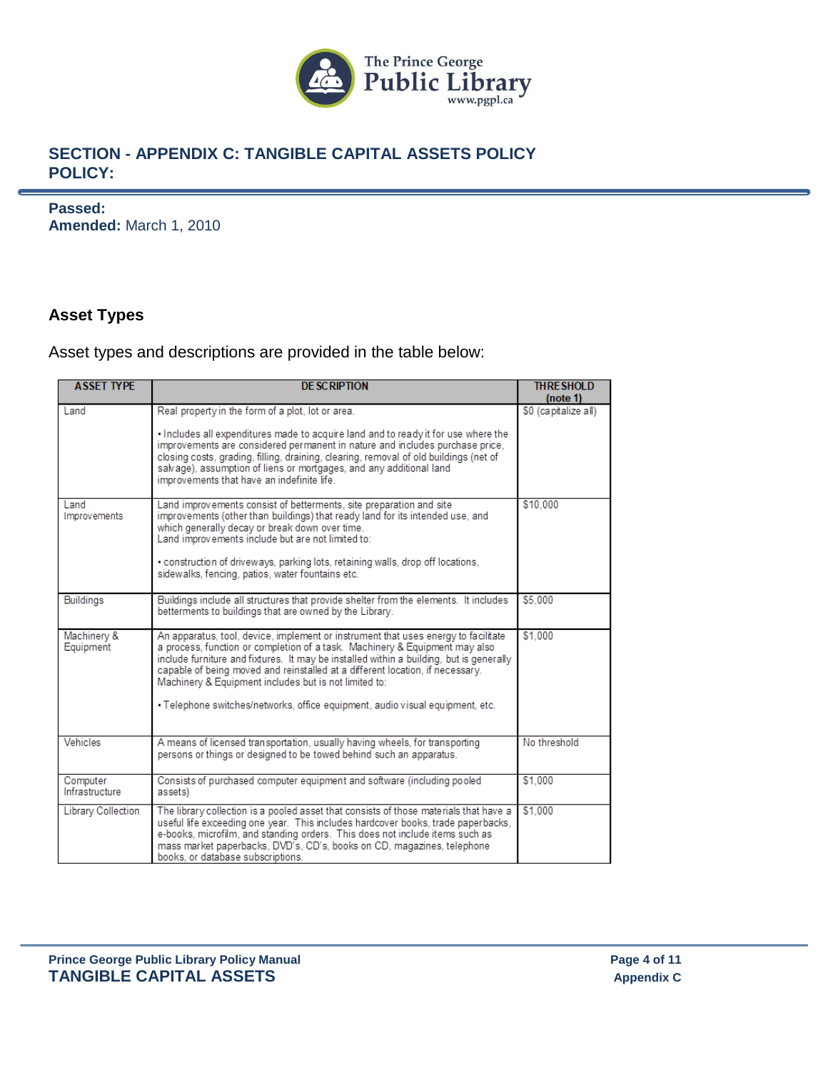## SECTION - APPENDIX C: TANGIBLE CAPITAL ASSETS POLICY
## POLICY:

**Passed:**
**Amended:** March 1, 2010

### Asset Types

Asset types and descriptions are provided in the table below:

| ASSET TYPE | DESCRIPTION | THRESHOLD (note 1) |
|---|---|---|
| Land | Real property in the form of a plot, lot or area.<br><br>• Includes all expenditures made to acquire land and to ready it for use where the improvements are considered permanent in nature and includes purchase price, closing costs, grading, filling, draining, clearing, removal of old buildings (net of salvage), assumption of liens or mortgages, and any additional land improvements that have an indefinite life. | $0 (capitalize all) |
| Land Improvements | Land improvements consist of betterments, site preparation and site improvements (other than buildings) that ready land for its intended use, and which generally decay or break down over time.<br>Land improvements include but are not limited to:<br><br>• construction of driveways, parking lots, retaining walls, drop off locations, sidewalks, fencing, patios, water fountains etc. | $10,000 |
| Buildings | Buildings include all structures that provide shelter from the elements. It includes betterments to buildings that are owned by the Library. | $5,000 |
| Machinery & Equipment | An apparatus, tool, device, implement or instrument that uses energy to facilitate a process, function or completion of a task. Machinery & Equipment may also include furniture and fixtures. It may be installed within a building, but is generally capable of being moved and reinstalled at a different location, if necessary. Machinery & Equipment includes but is not limited to:<br><br>• Telephone switches/networks, office equipment, audio visual equipment, etc. | $1,000 |
| Vehicles | A means of licensed transportation, usually having wheels, for transporting persons or things or designed to be towed behind such an apparatus. | No threshold |
| Computer Infrastructure | Consists of purchased computer equipment and software (including pooled assets) | $1,000 |
| Library Collection | The library collection is a pooled asset that consists of those materials that have a useful life exceeding one year. This includes hardcover books, trade paperbacks, e-books, microfilm, and standing orders. This does not include items such as mass market paperbacks, DVD's, CD's, books on CD, magazines, telephone books, or database subscriptions. | $1,000 |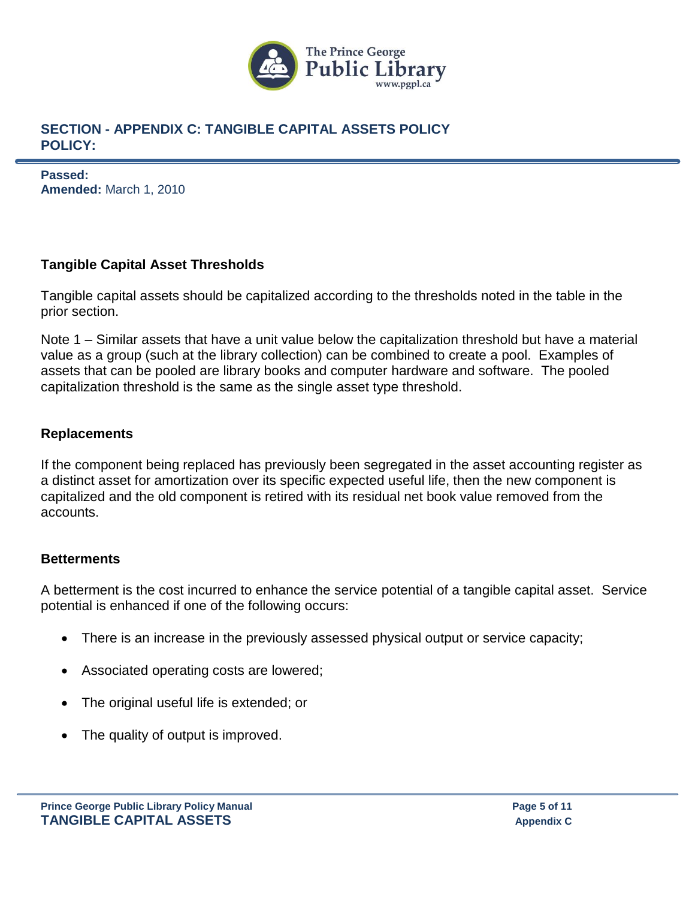**SECTION - APPENDIX C: TANGIBLE CAPITAL ASSETS POLICY**
**POLICY:**

**Passed:**
**Amended:** March 1, 2010

### Tangible Capital Asset Thresholds

Tangible capital assets should be capitalized according to the thresholds noted in the table in the prior section.

Note 1 – Similar assets that have a unit value below the capitalization threshold but have a material value as a group (such at the library collection) can be combined to create a pool. Examples of assets that can be pooled are library books and computer hardware and software. The pooled capitalization threshold is the same as the single asset type threshold.

### Replacements

If the component being replaced has previously been segregated in the asset accounting register as a distinct asset for amortization over its specific expected useful life, then the new component is capitalized and the old component is retired with its residual net book value removed from the accounts.

### Betterments

A betterment is the cost incurred to enhance the service potential of a tangible capital asset. Service potential is enhanced if one of the following occurs:

- There is an increase in the previously assessed physical output or service capacity;
- Associated operating costs are lowered;
- The original useful life is extended; or
- The quality of output is improved.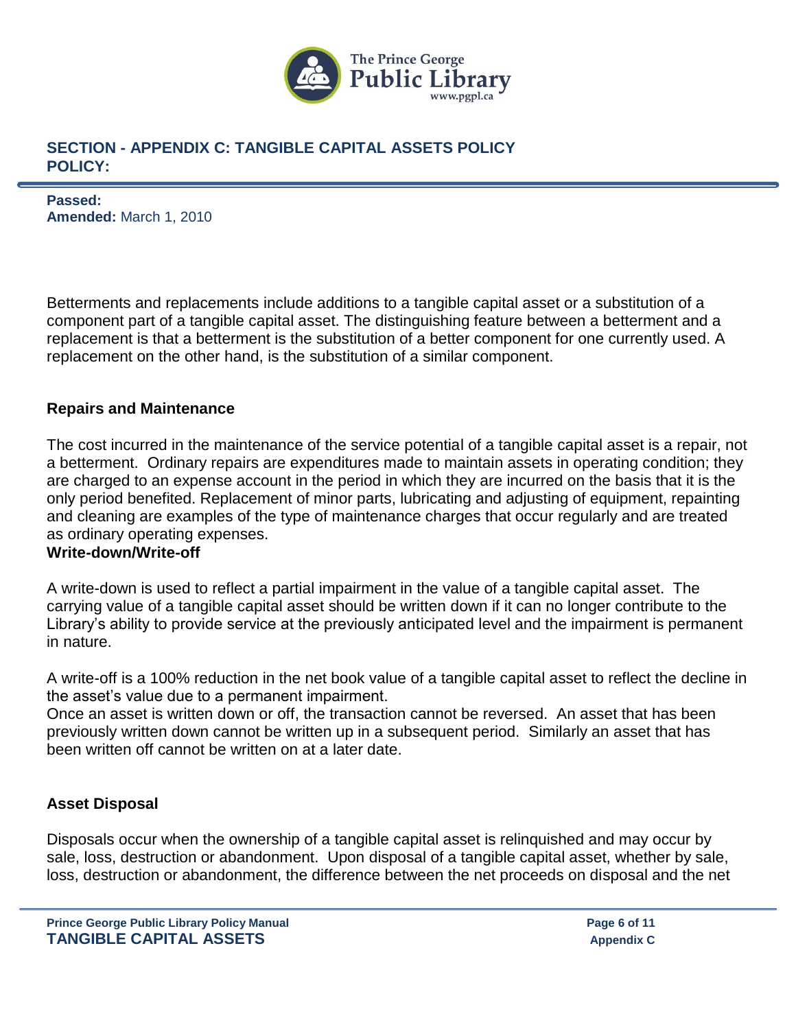Betterments and replacements include additions to a tangible capital asset or a substitution of a component part of a tangible capital asset. The distinguishing feature between a betterment and a replacement is that a betterment is the substitution of a better component for one currently used. A replacement on the other hand, is the substitution of a similar component.

## Repairs and Maintenance

The cost incurred in the maintenance of the service potential of a tangible capital asset is a repair, not a betterment. Ordinary repairs are expenditures made to maintain assets in operating condition; they are charged to an expense account in the period in which they are incurred on the basis that it is the only period benefited. Replacement of minor parts, lubricating and adjusting of equipment, repainting and cleaning are examples of the type of maintenance charges that occur regularly and are treated as ordinary operating expenses.

## Write-down/Write-off

A write-down is used to reflect a partial impairment in the value of a tangible capital asset. The carrying value of a tangible capital asset should be written down if it can no longer contribute to the Library's ability to provide service at the previously anticipated level and the impairment is permanent in nature.

A write-off is a 100% reduction in the net book value of a tangible capital asset to reflect the decline in the asset's value due to a permanent impairment.
Once an asset is written down or off, the transaction cannot be reversed. An asset that has been previously written down cannot be written up in a subsequent period. Similarly an asset that has been written off cannot be written on at a later date.

## Asset Disposal

Disposals occur when the ownership of a tangible capital asset is relinquished and may occur by sale, loss, destruction or abandonment. Upon disposal of a tangible capital asset, whether by sale, loss, destruction or abandonment, the difference between the net proceeds on disposal and the net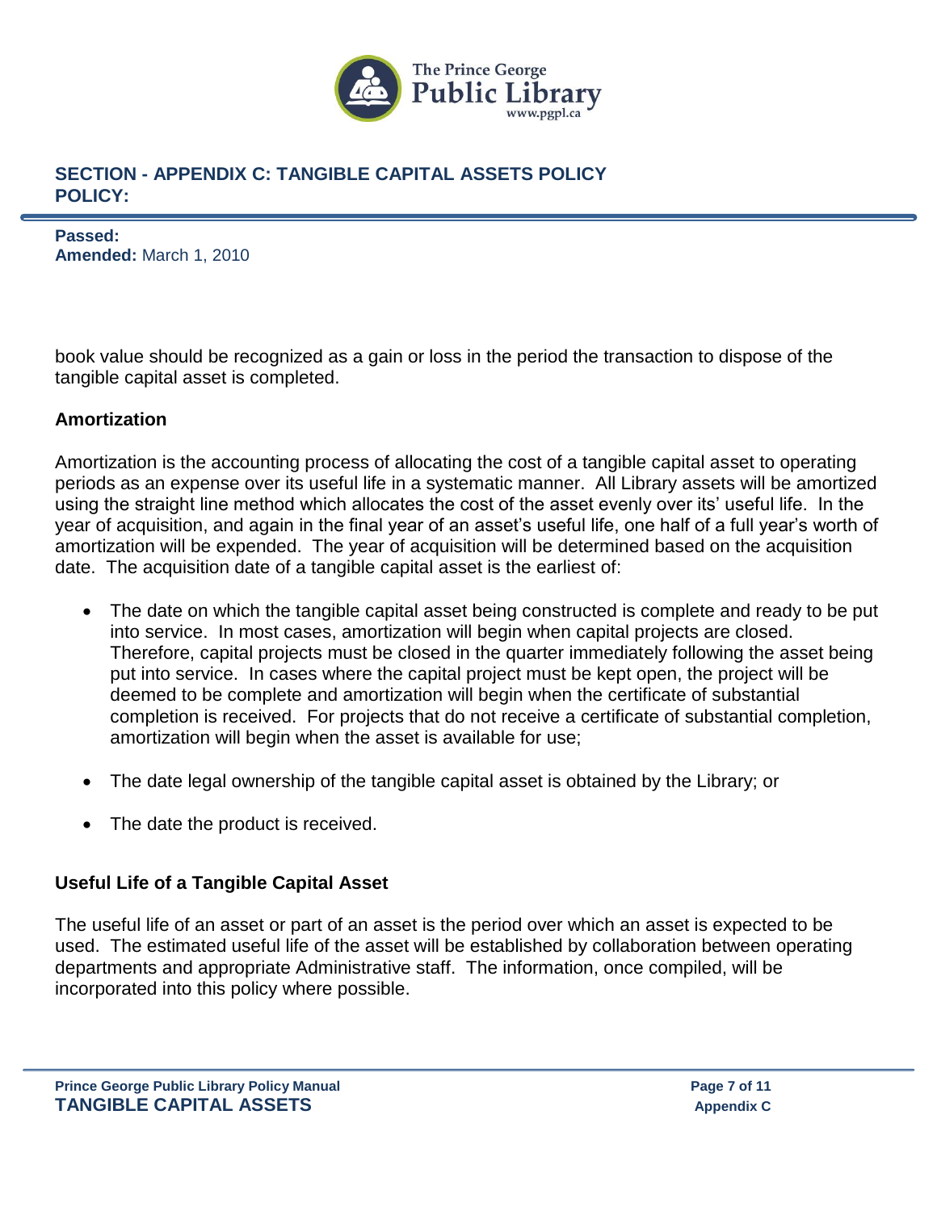book value should be recognized as a gain or loss in the period the transaction to dispose of the tangible capital asset is completed.

### Amortization

Amortization is the accounting process of allocating the cost of a tangible capital asset to operating periods as an expense over its useful life in a systematic manner. All Library assets will be amortized using the straight line method which allocates the cost of the asset evenly over its' useful life. In the year of acquisition, and again in the final year of an asset's useful life, one half of a full year's worth of amortization will be expended. The year of acquisition will be determined based on the acquisition date. The acquisition date of a tangible capital asset is the earliest of:

- The date on which the tangible capital asset being constructed is complete and ready to be put into service. In most cases, amortization will begin when capital projects are closed. Therefore, capital projects must be closed in the quarter immediately following the asset being put into service. In cases where the capital project must be kept open, the project will be deemed to be complete and amortization will begin when the certificate of substantial completion is received. For projects that do not receive a certificate of substantial completion, amortization will begin when the asset is available for use;

- The date legal ownership of the tangible capital asset is obtained by the Library; or

- The date the product is received.

### Useful Life of a Tangible Capital Asset

The useful life of an asset or part of an asset is the period over which an asset is expected to be used. The estimated useful life of the asset will be established by collaboration between operating departments and appropriate Administrative staff. The information, once compiled, will be incorporated into this policy where possible.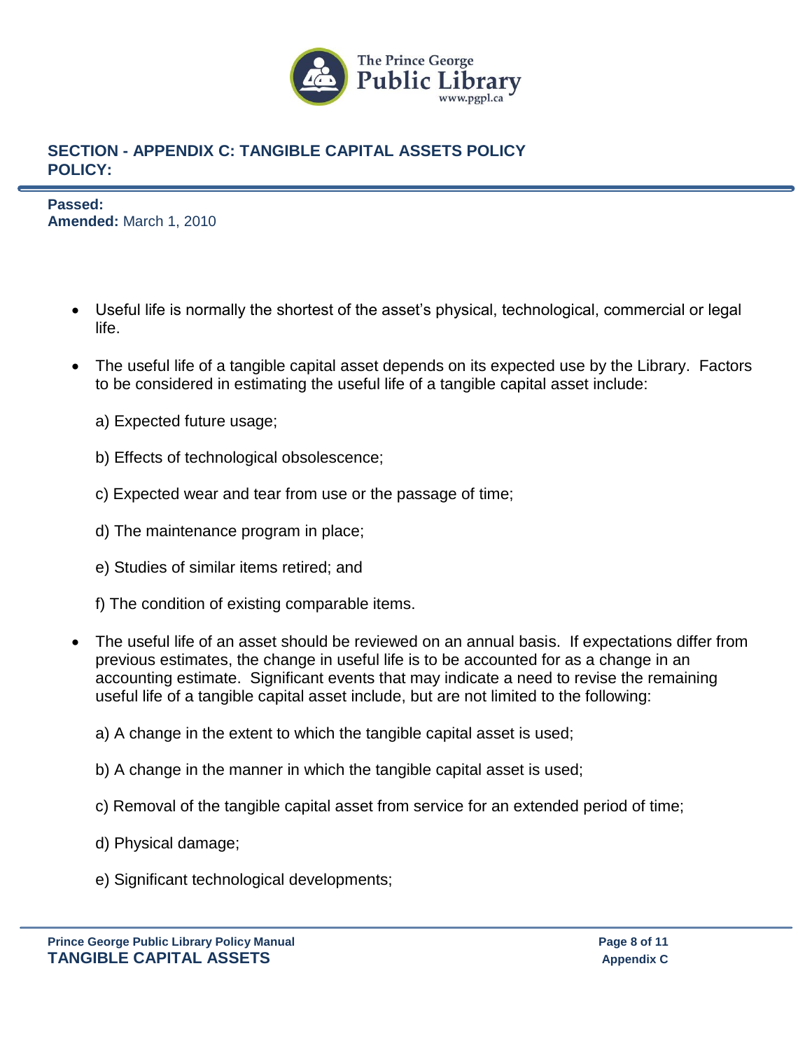## SECTION - APPENDIX C: TANGIBLE CAPITAL ASSETS POLICY POLICY:

**Passed:**
**Amended:** March 1, 2010

- Useful life is normally the shortest of the asset's physical, technological, commercial or legal life.

- The useful life of a tangible capital asset depends on its expected use by the Library. Factors to be considered in estimating the useful life of a tangible capital asset include:

  a) Expected future usage;

  b) Effects of technological obsolescence;

  c) Expected wear and tear from use or the passage of time;

  d) The maintenance program in place;

  e) Studies of similar items retired; and

  f) The condition of existing comparable items.

- The useful life of an asset should be reviewed on an annual basis. If expectations differ from previous estimates, the change in useful life is to be accounted for as a change in an accounting estimate. Significant events that may indicate a need to revise the remaining useful life of a tangible capital asset include, but are not limited to the following:

  a) A change in the extent to which the tangible capital asset is used;

  b) A change in the manner in which the tangible capital asset is used;

  c) Removal of the tangible capital asset from service for an extended period of time;

  d) Physical damage;

  e) Significant technological developments;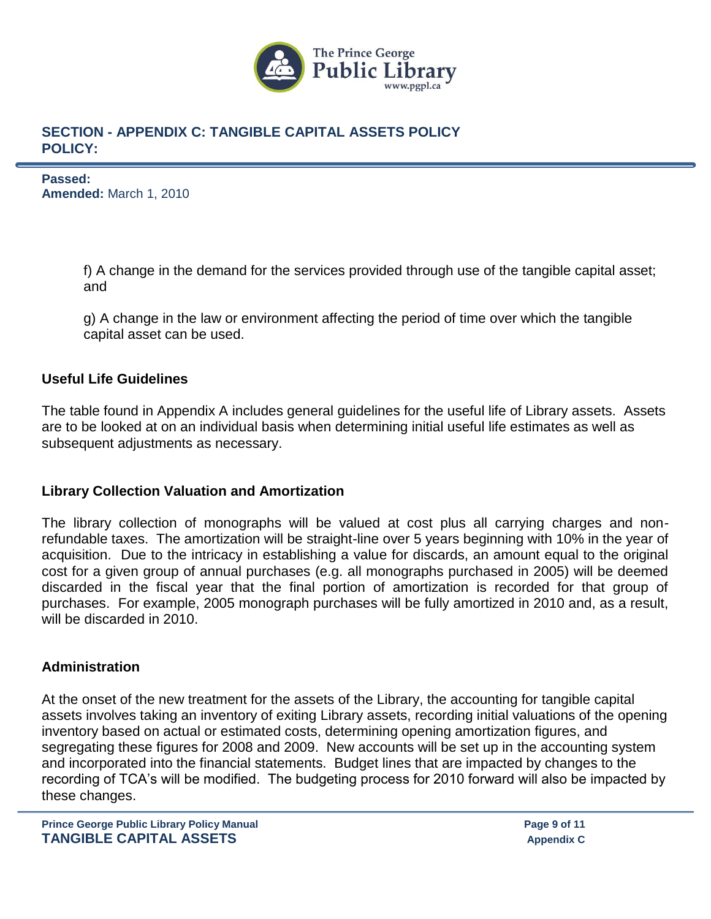f) A change in the demand for the services provided through use of the tangible capital asset; and

g) A change in the law or environment affecting the period of time over which the tangible capital asset can be used.

### Useful Life Guidelines

The table found in Appendix A includes general guidelines for the useful life of Library assets. Assets are to be looked at on an individual basis when determining initial useful life estimates as well as subsequent adjustments as necessary.

### Library Collection Valuation and Amortization

The library collection of monographs will be valued at cost plus all carrying charges and non-refundable taxes. The amortization will be straight-line over 5 years beginning with 10% in the year of acquisition. Due to the intricacy in establishing a value for discards, an amount equal to the original cost for a given group of annual purchases (e.g. all monographs purchased in 2005) will be deemed discarded in the fiscal year that the final portion of amortization is recorded for that group of purchases. For example, 2005 monograph purchases will be fully amortized in 2010 and, as a result, will be discarded in 2010.

### Administration

At the onset of the new treatment for the assets of the Library, the accounting for tangible capital assets involves taking an inventory of exiting Library assets, recording initial valuations of the opening inventory based on actual or estimated costs, determining opening amortization figures, and segregating these figures for 2008 and 2009. New accounts will be set up in the accounting system and incorporated into the financial statements. Budget lines that are impacted by changes to the recording of TCA's will be modified. The budgeting process for 2010 forward will also be impacted by these changes.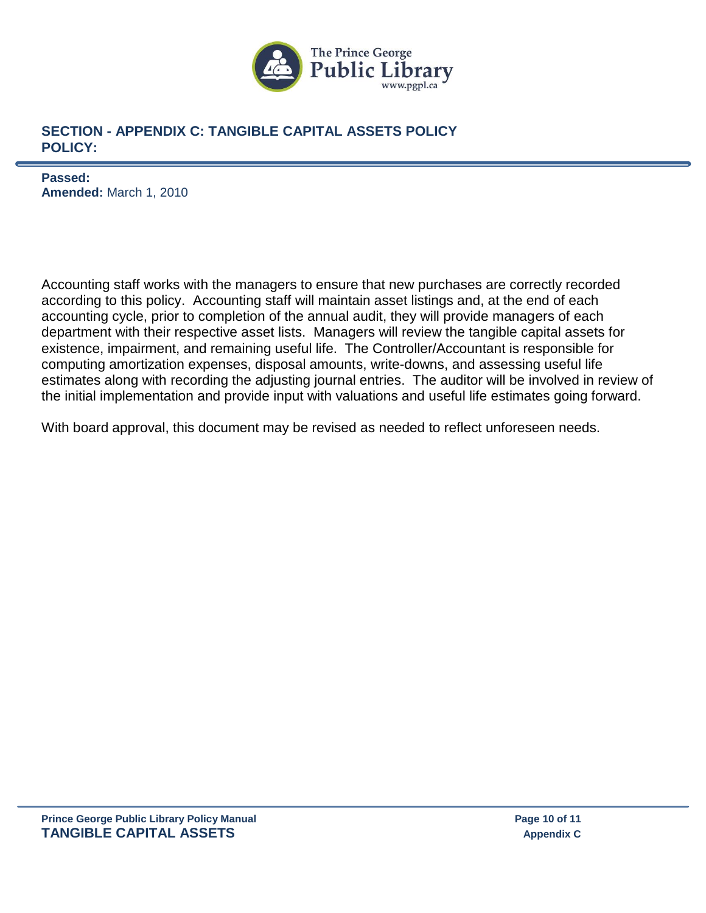## SECTION - APPENDIX C: TANGIBLE CAPITAL ASSETS POLICY
## POLICY:

**Passed:**
**Amended:** March 1, 2010

Accounting staff works with the managers to ensure that new purchases are correctly recorded according to this policy. Accounting staff will maintain asset listings and, at the end of each accounting cycle, prior to completion of the annual audit, they will provide managers of each department with their respective asset lists. Managers will review the tangible capital assets for existence, impairment, and remaining useful life. The Controller/Accountant is responsible for computing amortization expenses, disposal amounts, write-downs, and assessing useful life estimates along with recording the adjusting journal entries. The auditor will be involved in review of the initial implementation and provide input with valuations and useful life estimates going forward.

With board approval, this document may be revised as needed to reflect unforeseen needs.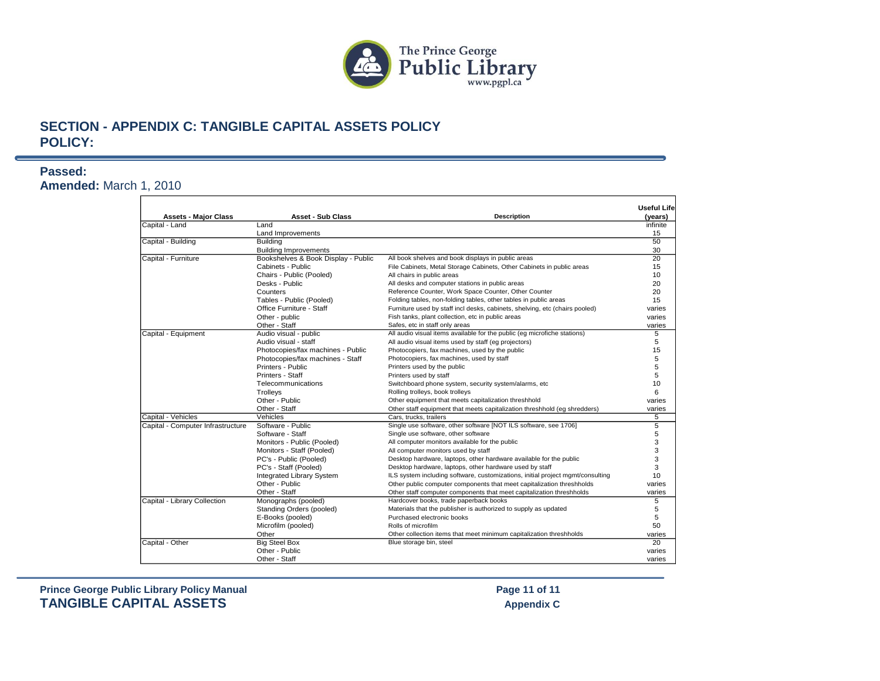## SECTION - APPENDIX C: TANGIBLE CAPITAL ASSETS POLICY

## POLICY:

**Passed:**

**Amended:** March 1, 2010

| Assets - Major Class | Asset - Sub Class | Description | Useful Life (years) |
|---|---|---|---|
| Capital - Land | Land | | infinite |
| | Land Improvements | | 15 |
| Capital - Building | Building | | 50 |
| | Building Improvements | | 30 |
| Capital - Furniture | Bookshelves & Book Display - Public | All book shelves and book displays in public areas | 20 |
| | Cabinets - Public | File Cabinets, Metal Storage Cabinets, Other Cabinets in public areas | 15 |
| | Chairs - Public (Pooled) | All chairs in public areas | 10 |
| | Desks - Public | All desks and computer stations in public areas | 20 |
| | Counters | Reference Counter, Work Space Counter, Other Counter | 20 |
| | Tables - Public (Pooled) | Folding tables, non-folding tables, other tables in public areas | 15 |
| | Office Furniture - Staff | Furniture used by staff incl desks, cabinets, shelving, etc (chairs pooled) | varies |
| | Other - public | Fish tanks, plant collection, etc in public areas | varies |
| | Other - Staff | Safes, etc in staff only areas | varies |
| Capital - Equipment | Audio visual - public | All audio visual items available for the public (eg microfiche stations) | 5 |
| | Audio visual - staff | All audio visual items used by staff (eg projectors) | 5 |
| | Photocopies/fax machines - Public | Photocopiers, fax machines, used by the public | 15 |
| | Photocopies/fax machines - Staff | Photocopiers, fax machines, used by staff | 5 |
| | Printers - Public | Printers used by the public | 5 |
| | Printers - Staff | Printers used by staff | 5 |
| | Telecommunications | Switchboard phone system, security system/alarms, etc | 10 |
| | Trolleys | Rolling trolleys, book trolleys | 6 |
| | Other - Public | Other equipment that meets capitalization threshhold | varies |
| | Other - Staff | Other staff equipment that meets capitalization threshhold (eg shredders) | varies |
| Capital - Vehicles | Vehicles | Cars, trucks, trailers | 5 |
| Capital - Computer Infrastructure | Software - Public | Single use software, other software [NOT ILS software, see 1706] | 5 |
| | Software - Staff | Single use software, other software | 5 |
| | Monitors - Public (Pooled) | All computer monitors available for the public | 3 |
| | Monitors - Staff (Pooled) | All computer monitors used by staff | 3 |
| | PC's - Public (Pooled) | Desktop hardware, laptops, other hardware available for the public | 3 |
| | PC's - Staff (Pooled) | Desktop hardware, laptops, other hardware used by staff | 3 |
| | Integrated Library System | ILS system including software, customizations, initial project mgmt/consulting | 10 |
| | Other - Public | Other public computer components that meet capitalization threshholds | varies |
| | Other - Staff | Other staff computer components that meet capitalization threshholds | varies |
| Capital - Library Collection | Monographs (pooled) | Hardcover books, trade paperback books | 5 |
| | Standing Orders (pooled) | Materials that the publisher is authorized to supply as updated | 5 |
| | E-Books (pooled) | Purchased electronic books | 5 |
| | Microfilm (pooled) | Rolls of microfilm | 50 |
| | Other | Other collection items that meet minimum capitalization threshholds | varies |
| Capital - Other | Big Steel Box | Blue storage bin, steel | 20 |
| | Other - Public | | varies |
| | Other - Staff | | varies |